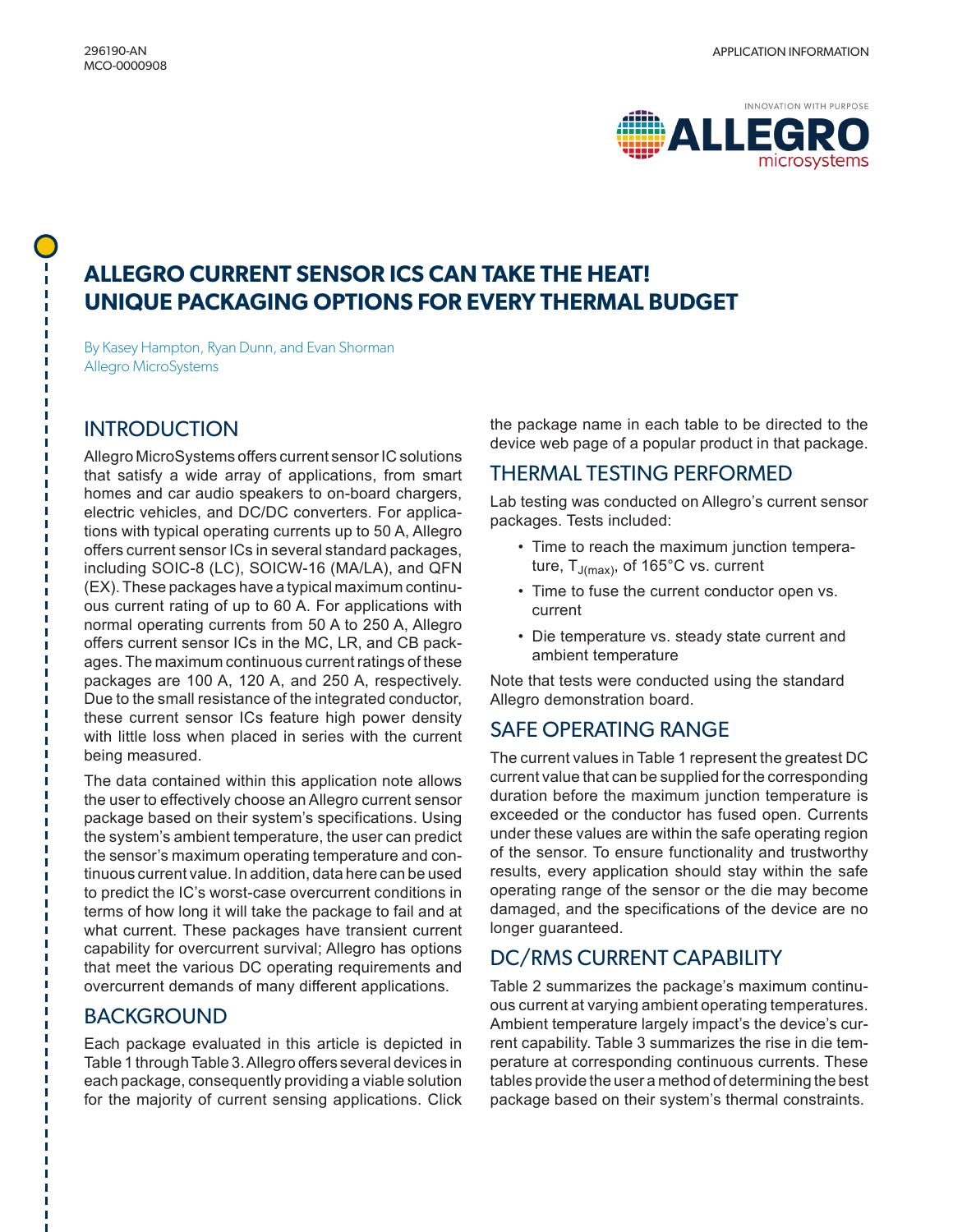296190-AN
MCO-0000908

APPLICATION INFORMATION

# ALLEGRO CURRENT SENSOR ICS CAN TAKE THE HEAT! UNIQUE PACKAGING OPTIONS FOR EVERY THERMAL BUDGET

By Kasey Hampton, Ryan Dunn, and Evan Shorman
Allegro MicroSystems

## INTRODUCTION

Allegro MicroSystems offers current sensor IC solutions that satisfy a wide array of applications, from smart homes and car audio speakers to on-board chargers, electric vehicles, and DC/DC converters. For applications with typical operating currents up to 50 A, Allegro offers current sensor ICs in several standard packages, including SOIC-8 (LC), SOICW-16 (MA/LA), and QFN (EX). These packages have a typical maximum continuous current rating of up to 60 A. For applications with normal operating currents from 50 A to 250 A, Allegro offers current sensor ICs in the MC, LR, and CB packages. The maximum continuous current ratings of these packages are 100 A, 120 A, and 250 A, respectively. Due to the small resistance of the integrated conductor, these current sensor ICs feature high power density with little loss when placed in series with the current being measured.

The data contained within this application note allows the user to effectively choose an Allegro current sensor package based on their system's specifications. Using the system's ambient temperature, the user can predict the sensor's maximum operating temperature and continuous current value. In addition, data here can be used to predict the IC's worst-case overcurrent conditions in terms of how long it will take the package to fail and at what current. These packages have transient current capability for overcurrent survival; Allegro has options that meet the various DC operating requirements and overcurrent demands of many different applications.

## BACKGROUND

Each package evaluated in this article is depicted in Table 1 through Table 3. Allegro offers several devices in each package, consequently providing a viable solution for the majority of current sensing applications. Click the package name in each table to be directed to the device web page of a popular product in that package.

## THERMAL TESTING PERFORMED

Lab testing was conducted on Allegro's current sensor packages. Tests included:

- Time to reach the maximum junction temperature, $T_{J(max)}$, of 165°C vs. current
- Time to fuse the current conductor open vs. current
- Die temperature vs. steady state current and ambient temperature

Note that tests were conducted using the standard Allegro demonstration board.

## SAFE OPERATING RANGE

The current values in Table 1 represent the greatest DC current value that can be supplied for the corresponding duration before the maximum junction temperature is exceeded or the conductor has fused open. Currents under these values are within the safe operating region of the sensor. To ensure functionality and trustworthy results, every application should stay within the safe operating range of the sensor or the die may become damaged, and the specifications of the device are no longer guaranteed.

## DC/RMS CURRENT CAPABILITY

Table 2 summarizes the package's maximum continuous current at varying ambient operating temperatures. Ambient temperature largely impact's the device's current capability. Table 3 summarizes the rise in die temperature at corresponding continuous currents. These tables provide the user a method of determining the best package based on their system's thermal constraints.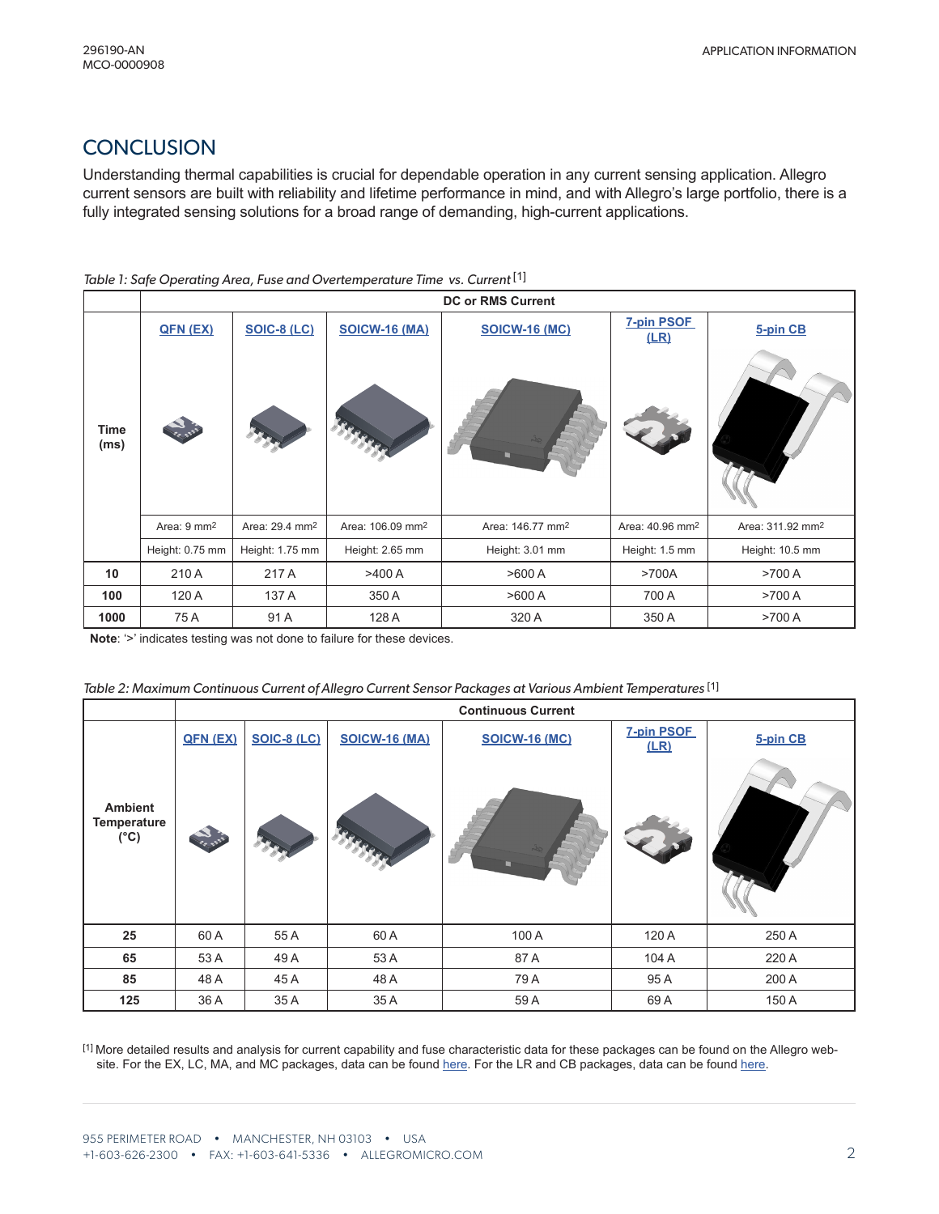## CONCLUSION

Understanding thermal capabilities is crucial for dependable operation in any current sensing application. Allegro current sensors are built with reliability and lifetime performance in mind, and with Allegro's large portfolio, there is a fully integrated sensing solutions for a broad range of demanding, high-current applications.

*Table 1: Safe Operating Area, Fuse and Overtemperature Time vs. Current* [1]

| Time (ms) | DC or RMS Current | | | | | |
|---|---|---|---|---|---|---|
| | QFN (EX) | SOIC-8 (LC) | SOICW-16 (MA) | SOICW-16 (MC) | 7-pin PSOF (LR) | 5-pin CB |
| | Area: 9 mm² | Area: 29.4 mm² | Area: 106.09 mm² | Area: 146.77 mm² | Area: 40.96 mm² | Area: 311.92 mm² |
| | Height: 0.75 mm | Height: 1.75 mm | Height: 2.65 mm | Height: 3.01 mm | Height: 1.5 mm | Height: 10.5 mm |
| **10** | 210 A | 217 A | >400 A | >600 A | >700A | >700 A |
| **100** | 120 A | 137 A | 350 A | >600 A | 700 A | >700 A |
| **1000** | 75 A | 91 A | 128 A | 320 A | 350 A | >700 A |

**Note**: '>' indicates testing was not done to failure for these devices.

*Table 2: Maximum Continuous Current of Allegro Current Sensor Packages at Various Ambient Temperatures* [1]

| Ambient Temperature (°C) | Continuous Current | | | | | |
|---|---|---|---|---|---|---|
| | QFN (EX) | SOIC-8 (LC) | SOICW-16 (MA) | SOICW-16 (MC) | 7-pin PSOF (LR) | 5-pin CB |
| **25** | 60 A | 55 A | 60 A | 100 A | 120 A | 250 A |
| **65** | 53 A | 49 A | 53 A | 87 A | 104 A | 220 A |
| **85** | 48 A | 45 A | 48 A | 79 A | 95 A | 200 A |
| **125** | 36 A | 35 A | 35 A | 59 A | 69 A | 150 A |

[1] More detailed results and analysis for current capability and fuse characteristic data for these packages can be found on the Allegro website. For the EX, LC, MA, and MC packages, data can be found here. For the LR and CB packages, data can be found here.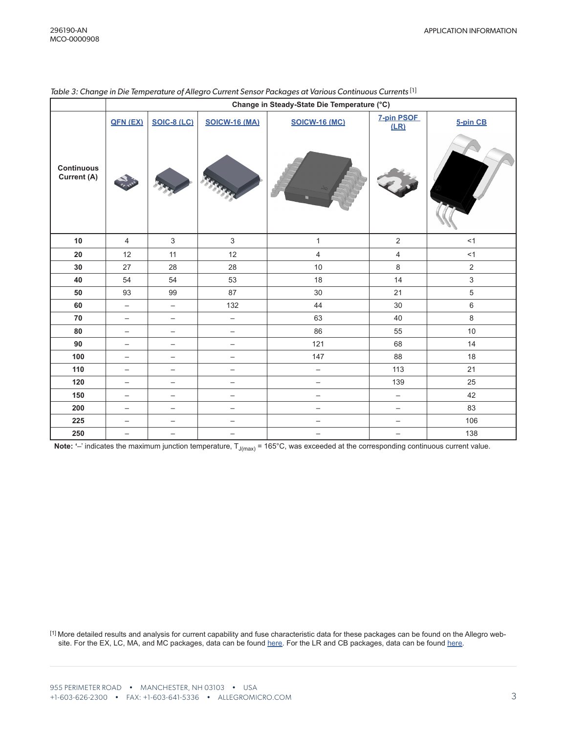*Table 3: Change in Die Temperature of Allegro Current Sensor Packages at Various Continuous Currents* [1]

| Continuous Current (A) | Change in Steady-State Die Temperature (°C) | | | | | |
|---|---|---|---|---|---|---|
| | QFN (EX) | SOIC-8 (LC) | SOICW-16 (MA) | SOICW-16 (MC) | 7-pin PSOF (LR) | 5-pin CB |
| 10 | 4 | 3 | 3 | 1 | 2 | <1 |
| 20 | 12 | 11 | 12 | 4 | 4 | <1 |
| 30 | 27 | 28 | 28 | 10 | 8 | 2 |
| 40 | 54 | 54 | 53 | 18 | 14 | 3 |
| 50 | 93 | 99 | 87 | 30 | 21 | 5 |
| 60 | – | – | 132 | 44 | 30 | 6 |
| 70 | – | – | – | 63 | 40 | 8 |
| 80 | – | – | – | 86 | 55 | 10 |
| 90 | – | – | – | 121 | 68 | 14 |
| 100 | – | – | – | 147 | 88 | 18 |
| 110 | – | – | – | – | 113 | 21 |
| 120 | – | – | – | – | 139 | 25 |
| 150 | – | – | – | – | – | 42 |
| 200 | – | – | – | – | – | 83 |
| 225 | – | – | – | – | – | 106 |
| 250 | – | – | – | – | – | 138 |

**Note:** '–' indicates the maximum junction temperature, $T_{J(max)}$ = 165°C, was exceeded at the corresponding continuous current value.

[1] More detailed results and analysis for current capability and fuse characteristic data for these packages can be found on the Allegro website. For the EX, LC, MA, and MC packages, data can be found here. For the LR and CB packages, data can be found here.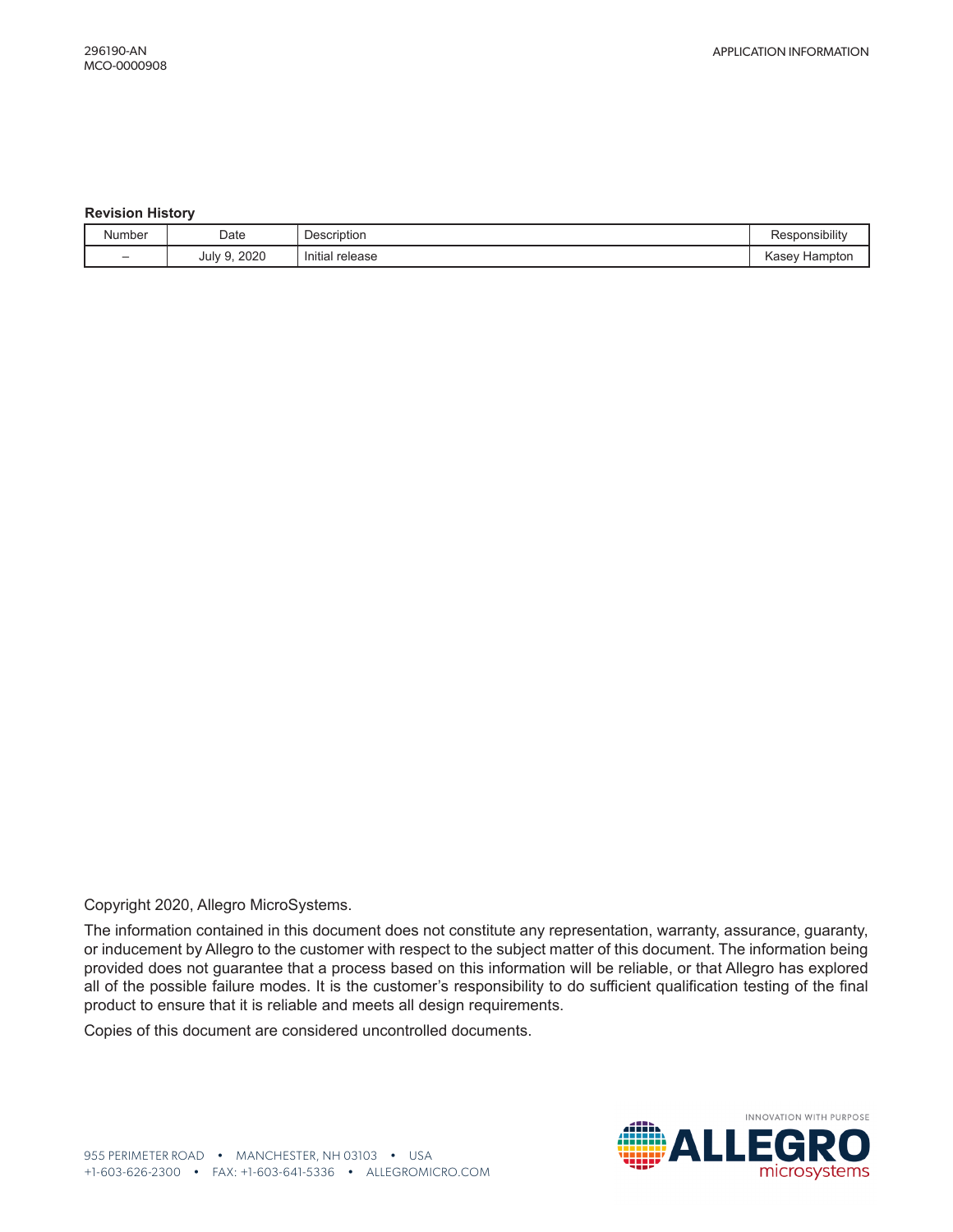**Revision History**

| Number | Date | Description | Responsibility |
|---|---|---|---|
| – | July 9, 2020 | Initial release | Kasey Hampton |

Copyright 2020, Allegro MicroSystems.

The information contained in this document does not constitute any representation, warranty, assurance, guaranty, or inducement by Allegro to the customer with respect to the subject matter of this document. The information being provided does not guarantee that a process based on this information will be reliable, or that Allegro has explored all of the possible failure modes. It is the customer's responsibility to do sufficient qualification testing of the final product to ensure that it is reliable and meets all design requirements.

Copies of this document are considered uncontrolled documents.

955 PERIMETER ROAD • MANCHESTER, NH 03103 • USA
+1-603-626-2300 • FAX: +1-603-641-5336 • ALLEGROMICRO.COM